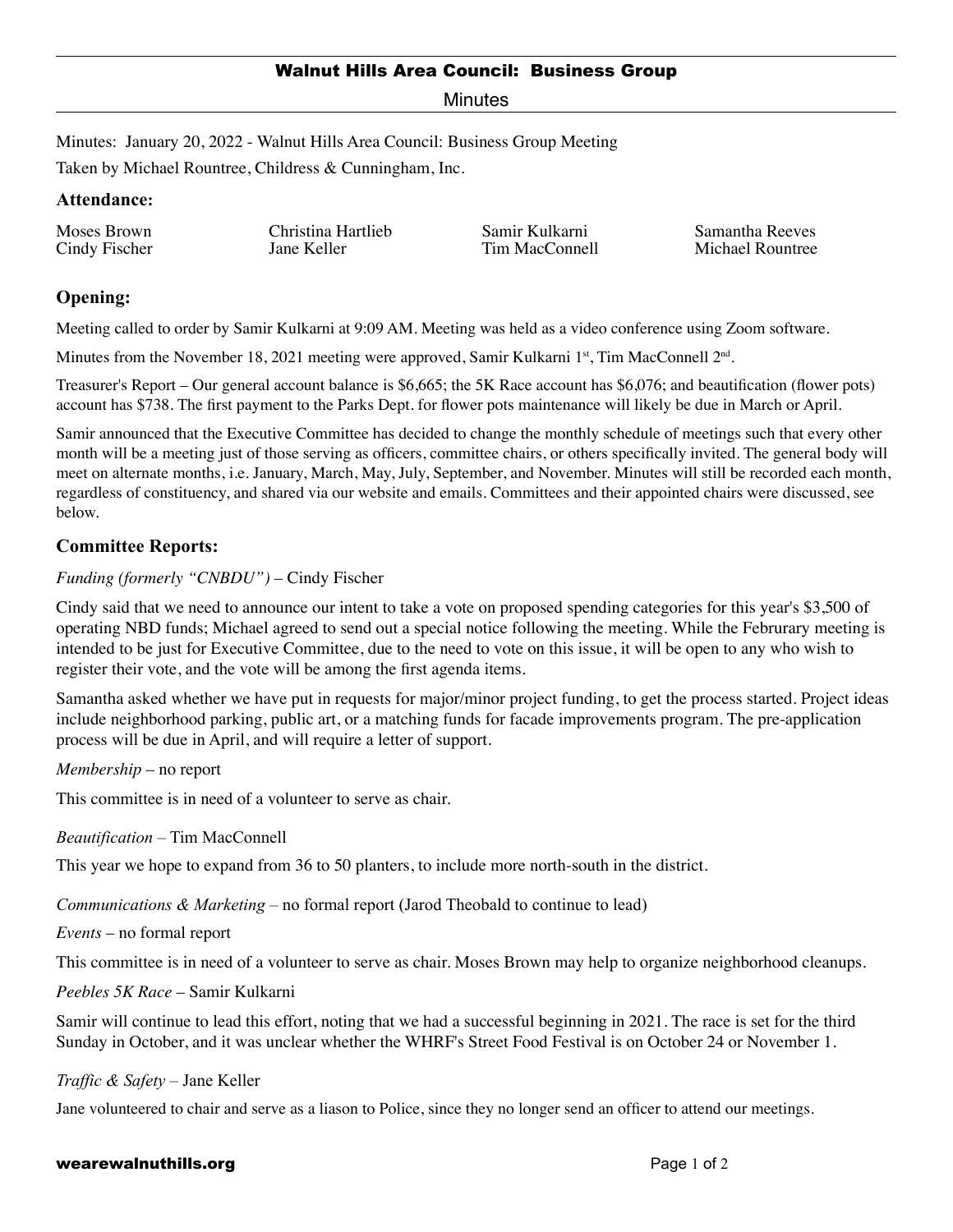# Walnut Hills Area Council: Business Group

Minutes

Minutes: January 20, 2022 - Walnut Hills Area Council: Business Group Meeting

Taken by Michael Rountree, Childress & Cunningham, Inc.

## Attendance:

| | | | |
|---|---|---|---|
| Moses Brown | Christina Hartlieb | Samir Kulkarni | Samantha Reeves |
| Cindy Fischer | Jane Keller | Tim MacConnell | Michael Rountree |

## Opening:

Meeting called to order by Samir Kulkarni at 9:09 AM. Meeting was held as a video conference using Zoom software.

Minutes from the November 18, 2021 meeting were approved, Samir Kulkarni 1st, Tim MacConnell 2nd.

Treasurer's Report – Our general account balance is $6,665; the 5K Race account has $6,076; and beautification (flower pots) account has $738. The first payment to the Parks Dept. for flower pots maintenance will likely be due in March or April.

Samir announced that the Executive Committee has decided to change the monthly schedule of meetings such that every other month will be a meeting just of those serving as officers, committee chairs, or others specifically invited. The general body will meet on alternate months, i.e. January, March, May, July, September, and November. Minutes will still be recorded each month, regardless of constituency, and shared via our website and emails. Committees and their appointed chairs were discussed, see below.

## Committee Reports:

*Funding (formerly "CNBDU")* – Cindy Fischer

Cindy said that we need to announce our intent to take a vote on proposed spending categories for this year's $3,500 of operating NBD funds; Michael agreed to send out a special notice following the meeting. While the Februrary meeting is intended to be just for Executive Committee, due to the need to vote on this issue, it will be open to any who wish to register their vote, and the vote will be among the first agenda items.

Samantha asked whether we have put in requests for major/minor project funding, to get the process started. Project ideas include neighborhood parking, public art, or a matching funds for facade improvements program. The pre-application process will be due in April, and will require a letter of support.

*Membership* – no report

This committee is in need of a volunteer to serve as chair.

*Beautification* – Tim MacConnell

This year we hope to expand from 36 to 50 planters, to include more north-south in the district.

*Communications & Marketing* – no formal report (Jarod Theobald to continue to lead)

*Events* – no formal report

This committee is in need of a volunteer to serve as chair. Moses Brown may help to organize neighborhood cleanups.

*Peebles 5K Race* – Samir Kulkarni

Samir will continue to lead this effort, noting that we had a successful beginning in 2021. The race is set for the third Sunday in October, and it was unclear whether the WHRF's Street Food Festival is on October 24 or November 1.

*Traffic & Safety* – Jane Keller

Jane volunteered to chair and serve as a liason to Police, since they no longer send an officer to attend our meetings.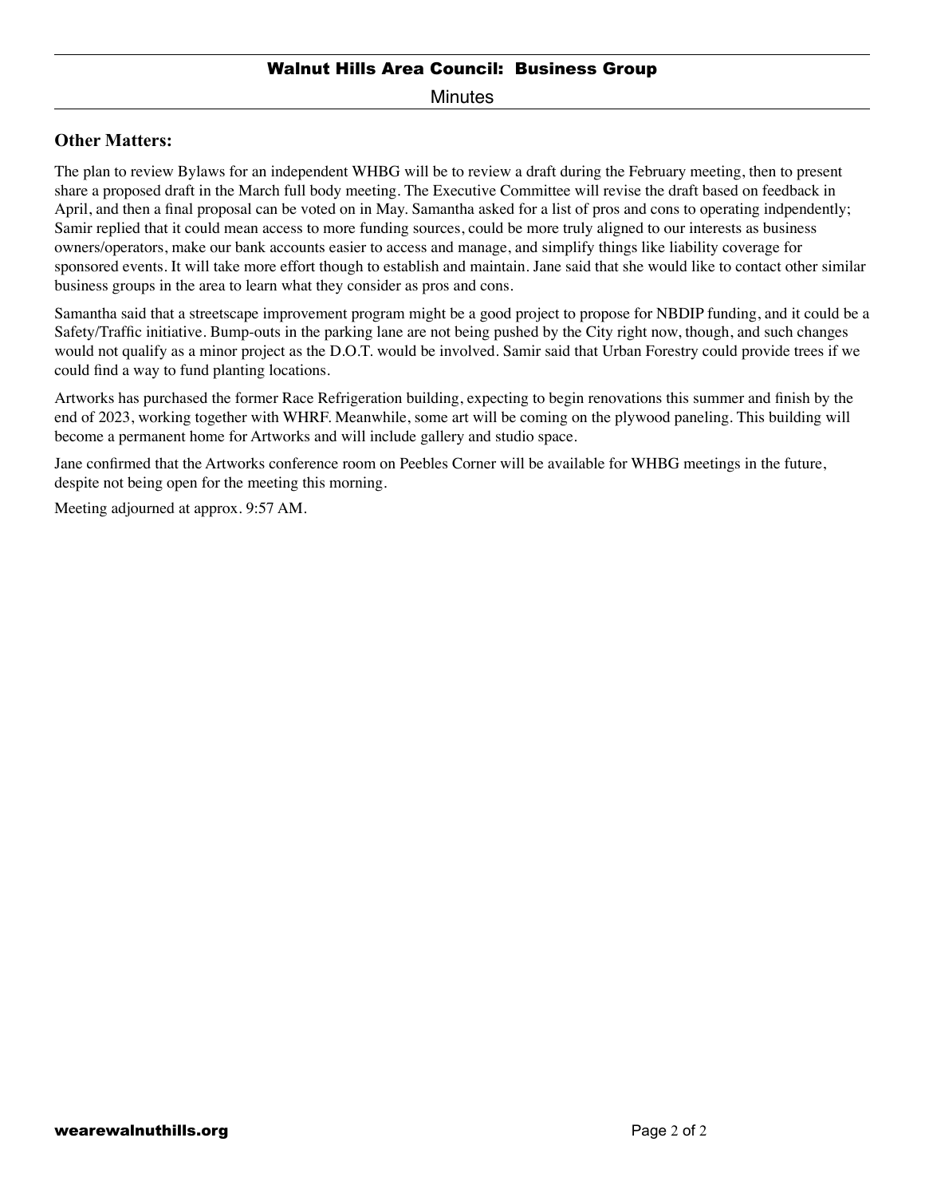## Other Matters:

The plan to review Bylaws for an independent WHBG will be to review a draft during the February meeting, then to present share a proposed draft in the March full body meeting. The Executive Committee will revise the draft based on feedback in April, and then a final proposal can be voted on in May. Samantha asked for a list of pros and cons to operating indpendently; Samir replied that it could mean access to more funding sources, could be more truly aligned to our interests as business owners/operators, make our bank accounts easier to access and manage, and simplify things like liability coverage for sponsored events. It will take more effort though to establish and maintain. Jane said that she would like to contact other similar business groups in the area to learn what they consider as pros and cons.

Samantha said that a streetscape improvement program might be a good project to propose for NBDIP funding, and it could be a Safety/Traffic initiative. Bump-outs in the parking lane are not being pushed by the City right now, though, and such changes would not qualify as a minor project as the D.O.T. would be involved. Samir said that Urban Forestry could provide trees if we could find a way to fund planting locations.

Artworks has purchased the former Race Refrigeration building, expecting to begin renovations this summer and finish by the end of 2023, working together with WHRF. Meanwhile, some art will be coming on the plywood paneling. This building will become a permanent home for Artworks and will include gallery and studio space.

Jane confirmed that the Artworks conference room on Peebles Corner will be available for WHBG meetings in the future, despite not being open for the meeting this morning.

Meeting adjourned at approx. 9:57 AM.